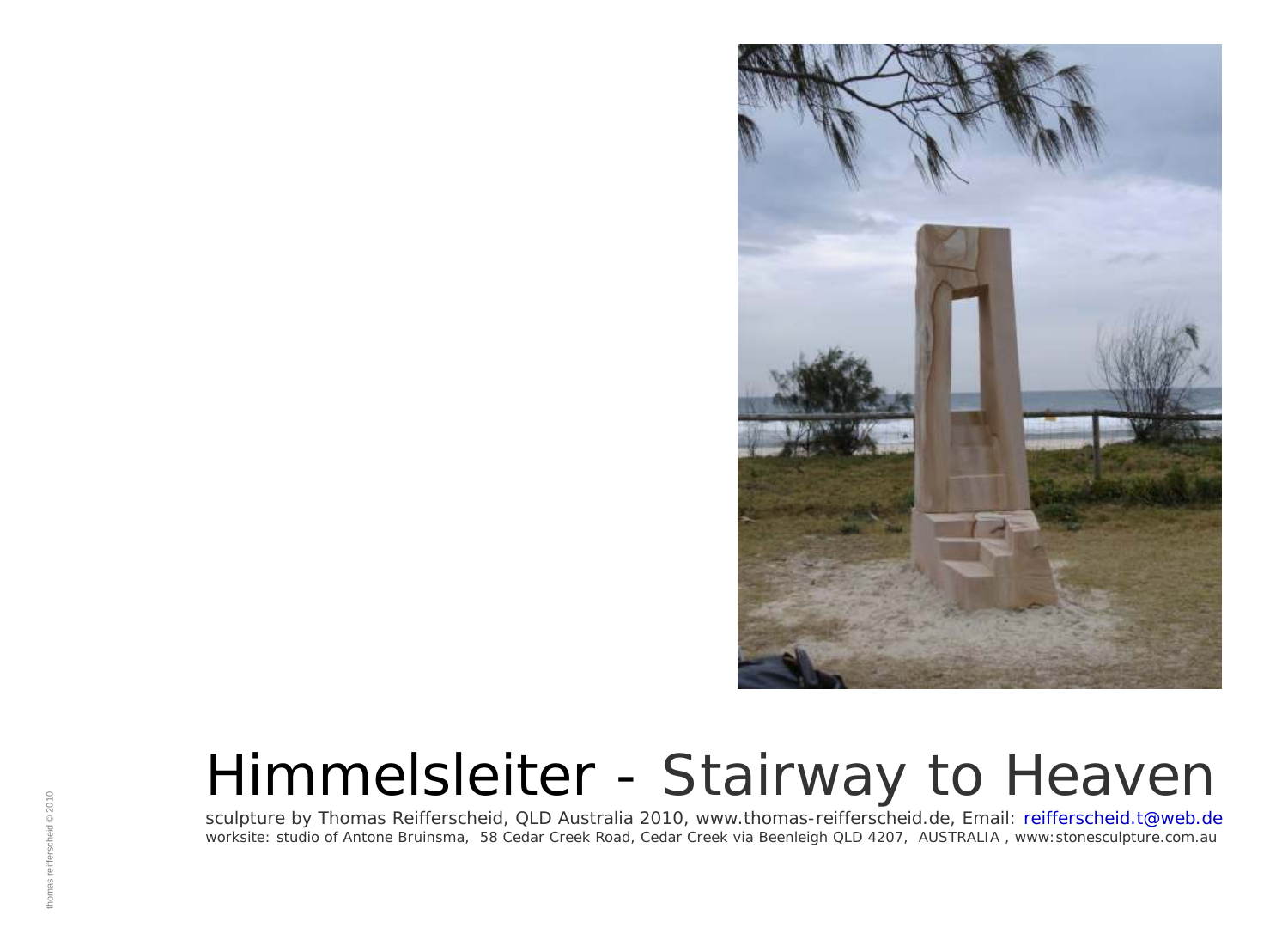# Himmelsleiter - Stairway to Heaven

sculpture by Thomas Reifferscheid, QLD Australia 2010, www.thomas-reifferscheid.de, Email: reifferscheid.t@web.de
worksite: studio of Antone Bruinsma, 58 Cedar Creek Road, Cedar Creek via Beenleigh QLD 4207, AUSTRALIA , www:stonesculpture.com.au

thomas reifferscheid © 2010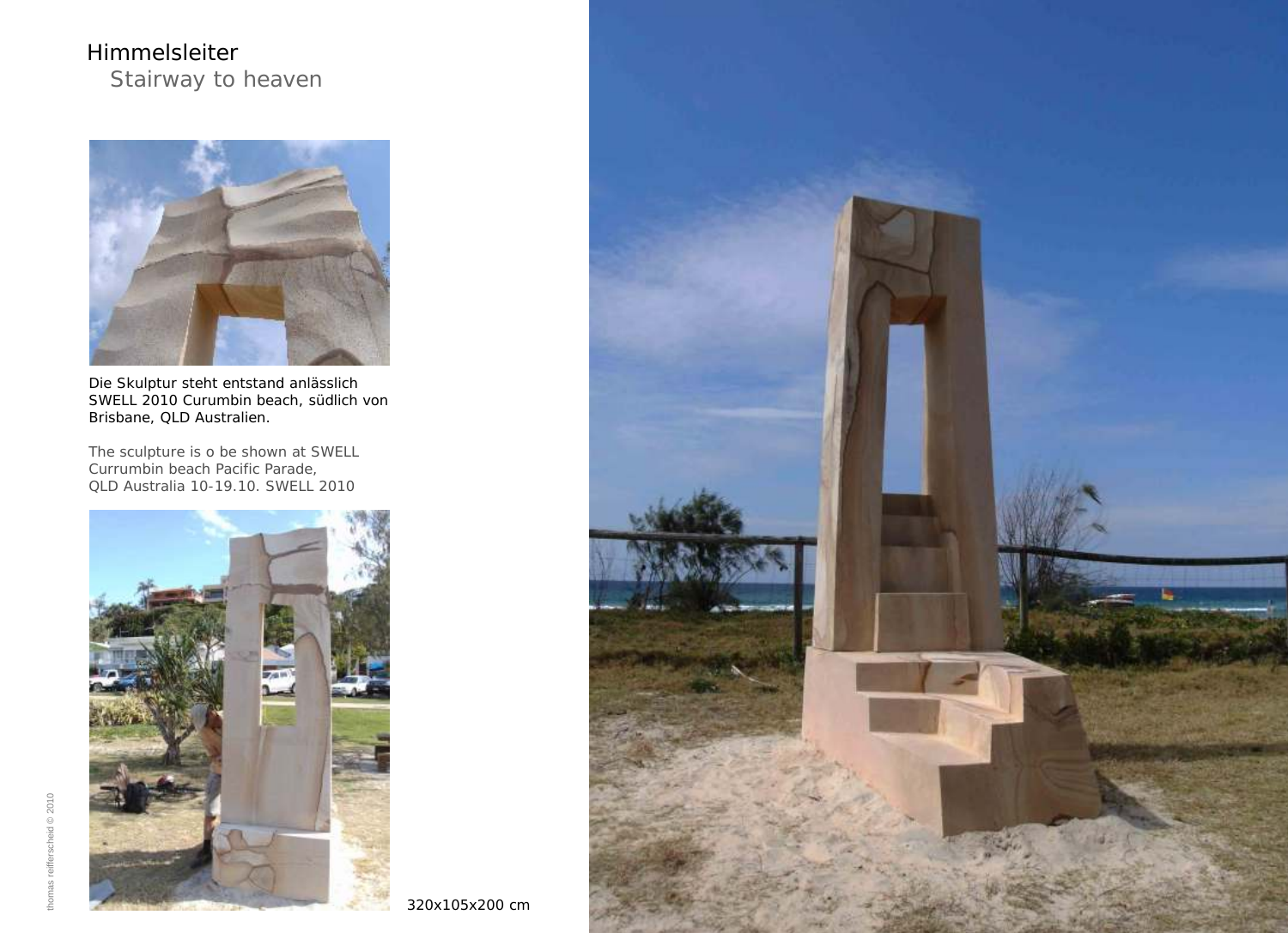# Himmelsleiter

## Stairway to heaven

Die Skulptur steht entstand anlässlich SWELL 2010 Curumbin beach, südlich von Brisbane, QLD Australien.

The sculpture is o be shown at SWELL Currumbin beach Pacific Parade, QLD Australia 10-19.10. SWELL 2010

320x105x200 cm

thomas reifferscheid © 2010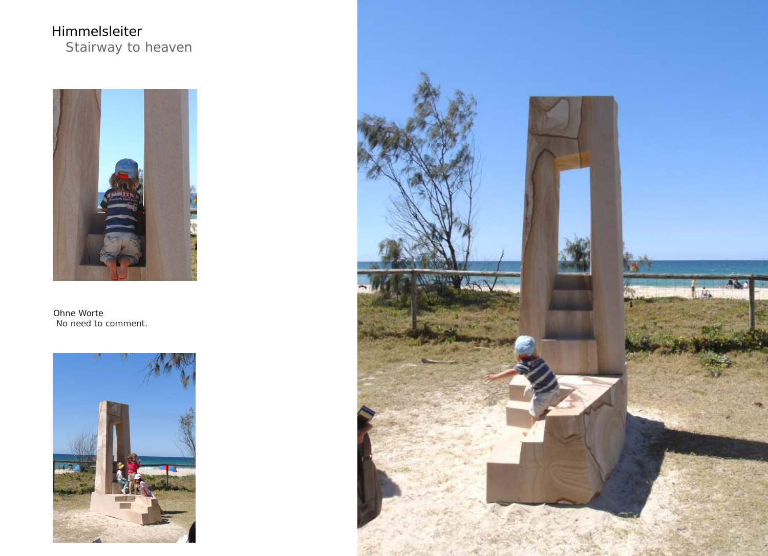# Himmelsleiter

Stairway to heaven

Ohne Worte

No need to comment.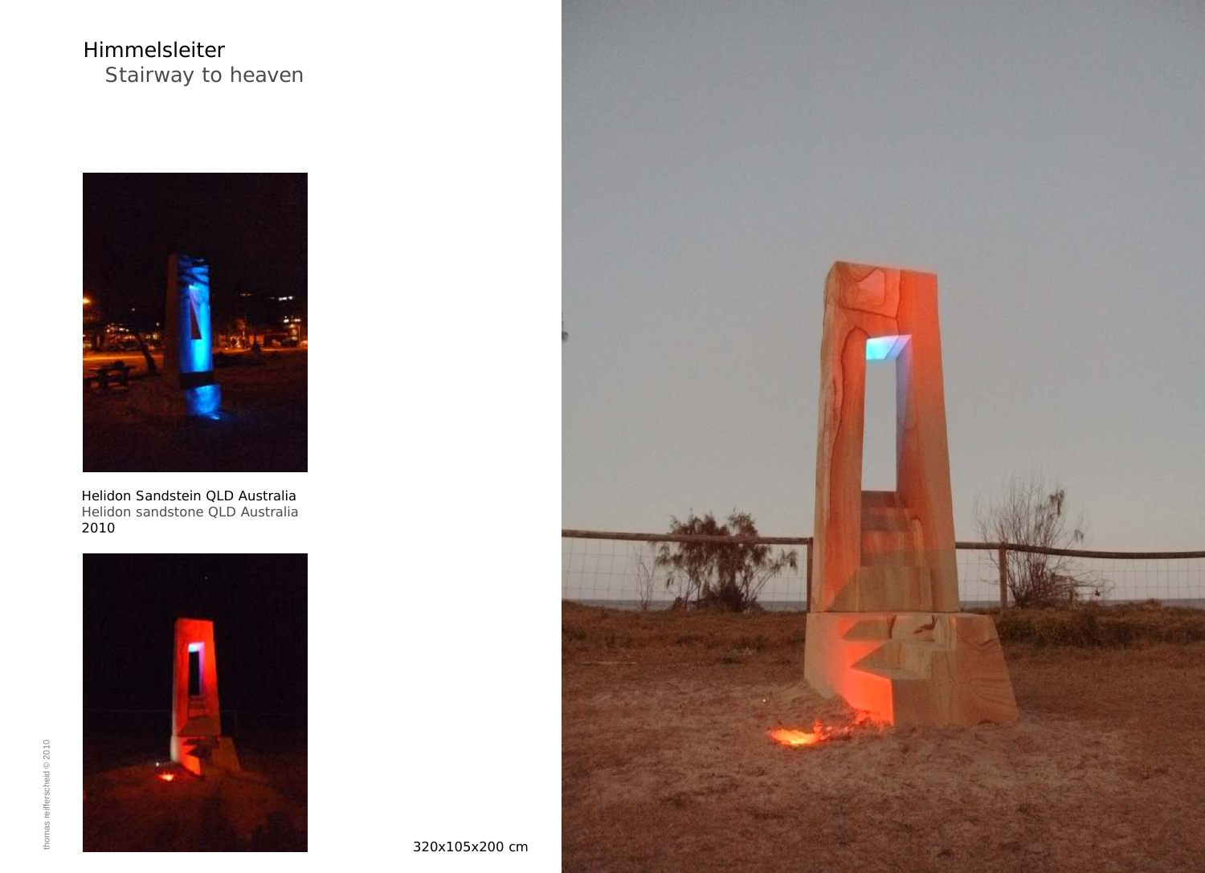# Himmelsleiter

## Stairway to heaven

Helidon Sandstein QLD Australia
Helidon sandstone QLD Australia
2010

320x105x200 cm

thomas reifferscheid © 2010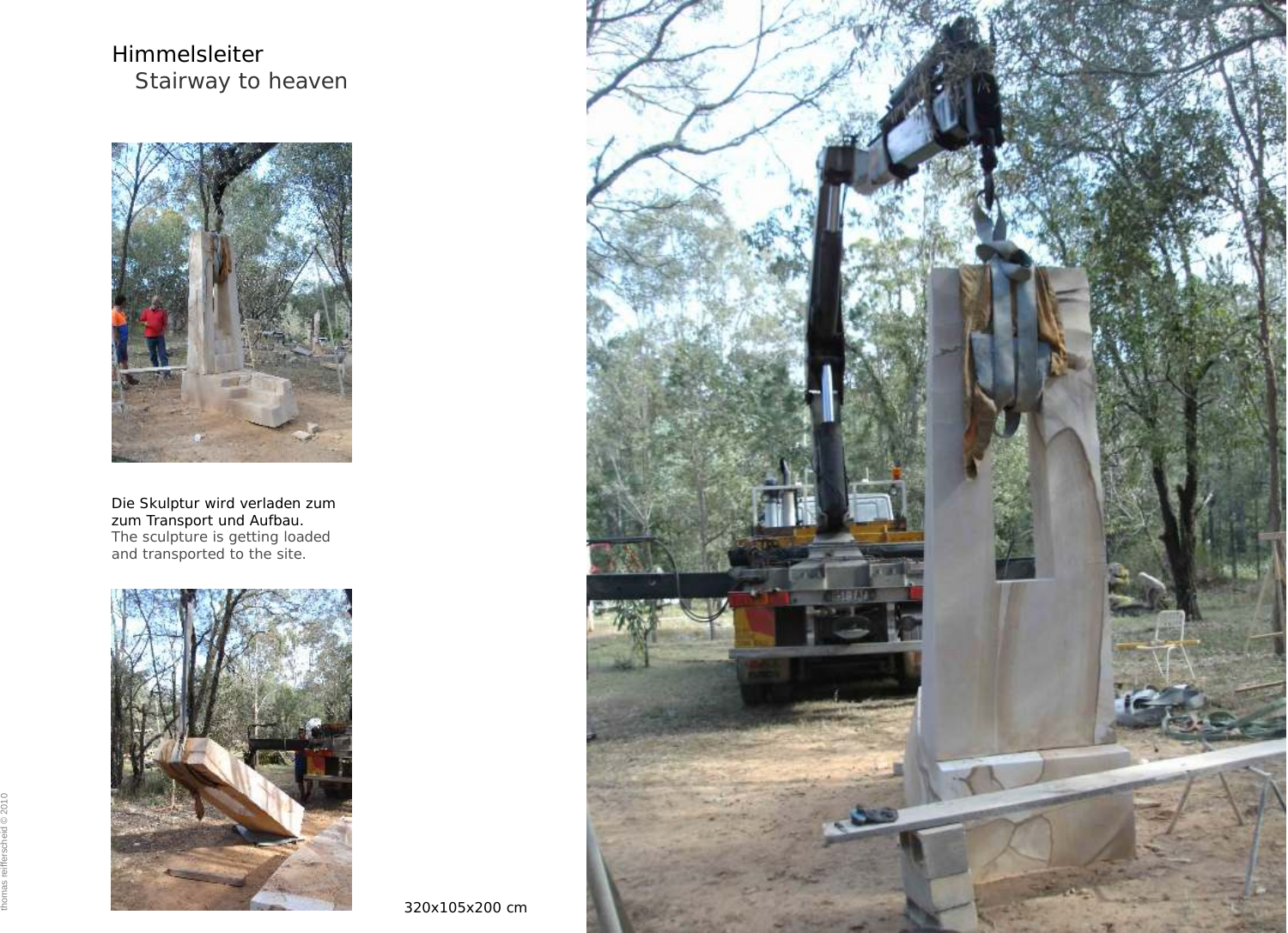# Himmelsleiter

## Stairway to heaven

Die Skulptur wird verladen zum zum Transport und Aufbau.
The sculpture is getting loaded and transported to the site.

320x105x200 cm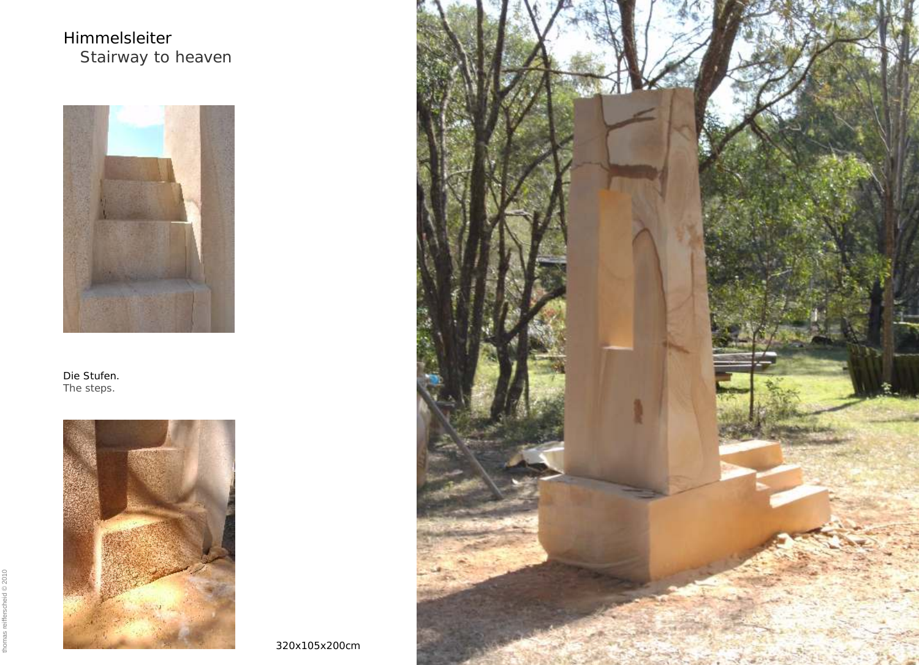# Himmelsleiter

Stairway to heaven

Die Stufen.
The steps.

320x105x200cm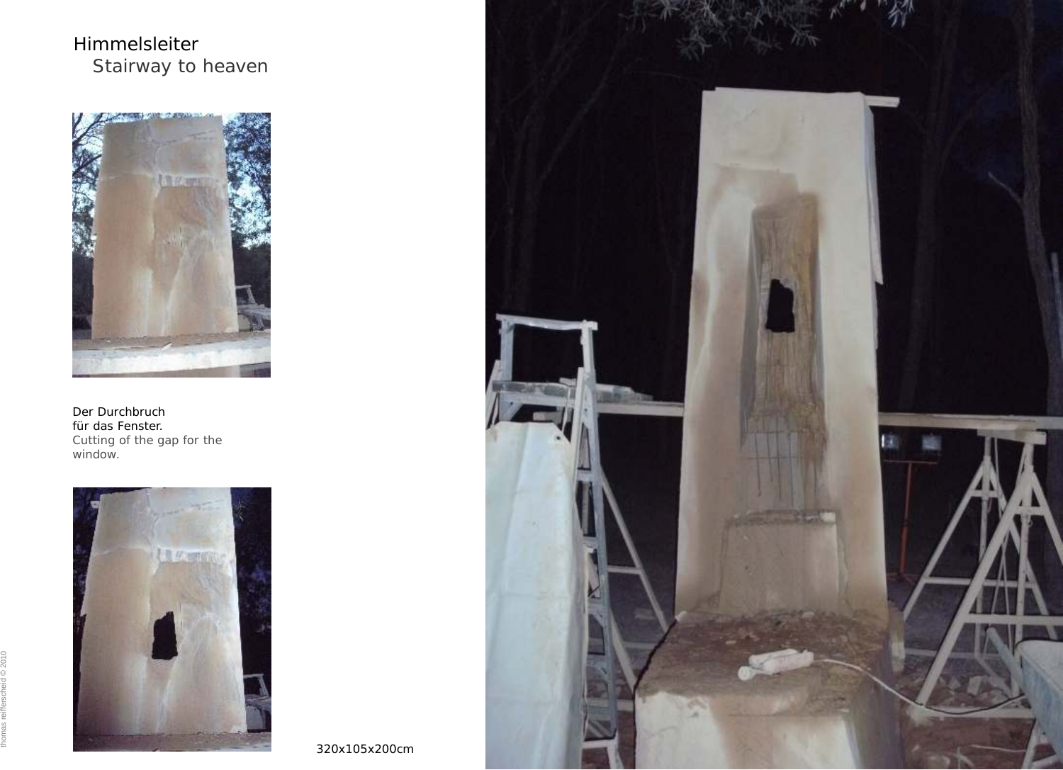# Himmelsleiter

Stairway to heaven

Der Durchbruch
für das Fenster.
Cutting of the gap for the window.

320x105x200cm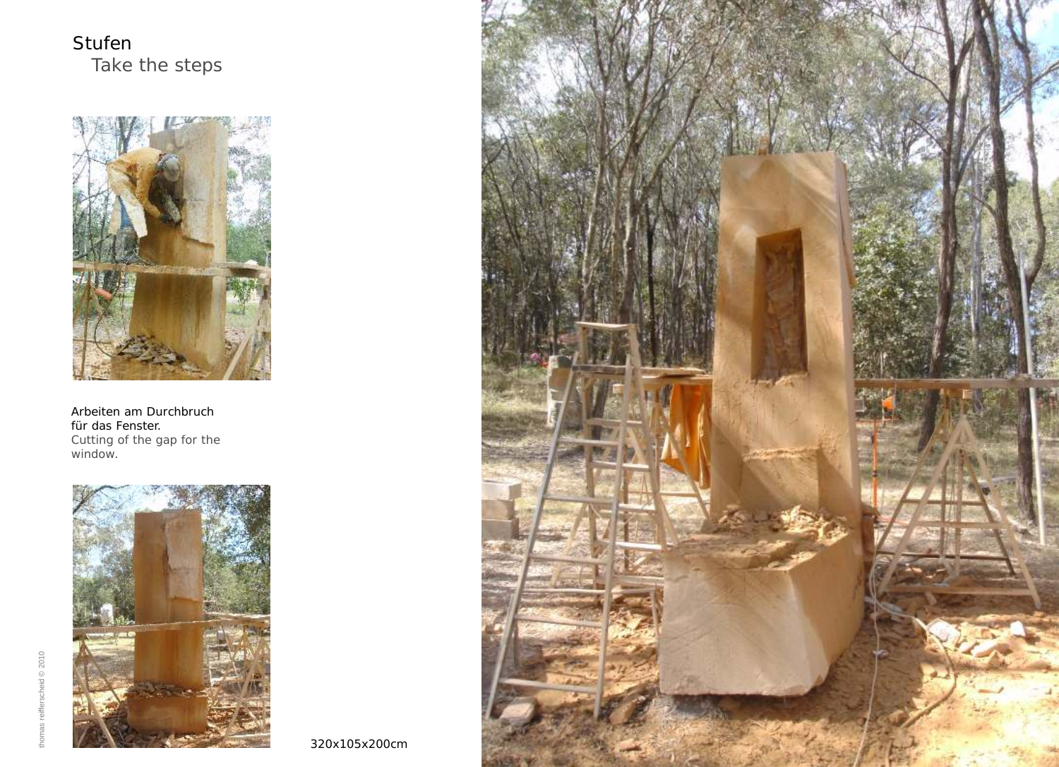# Stufen

Take the steps

Arbeiten am Durchbruch für das Fenster.
Cutting of the gap for the window.

320x105x200cm

thomas reifferscheid © 2010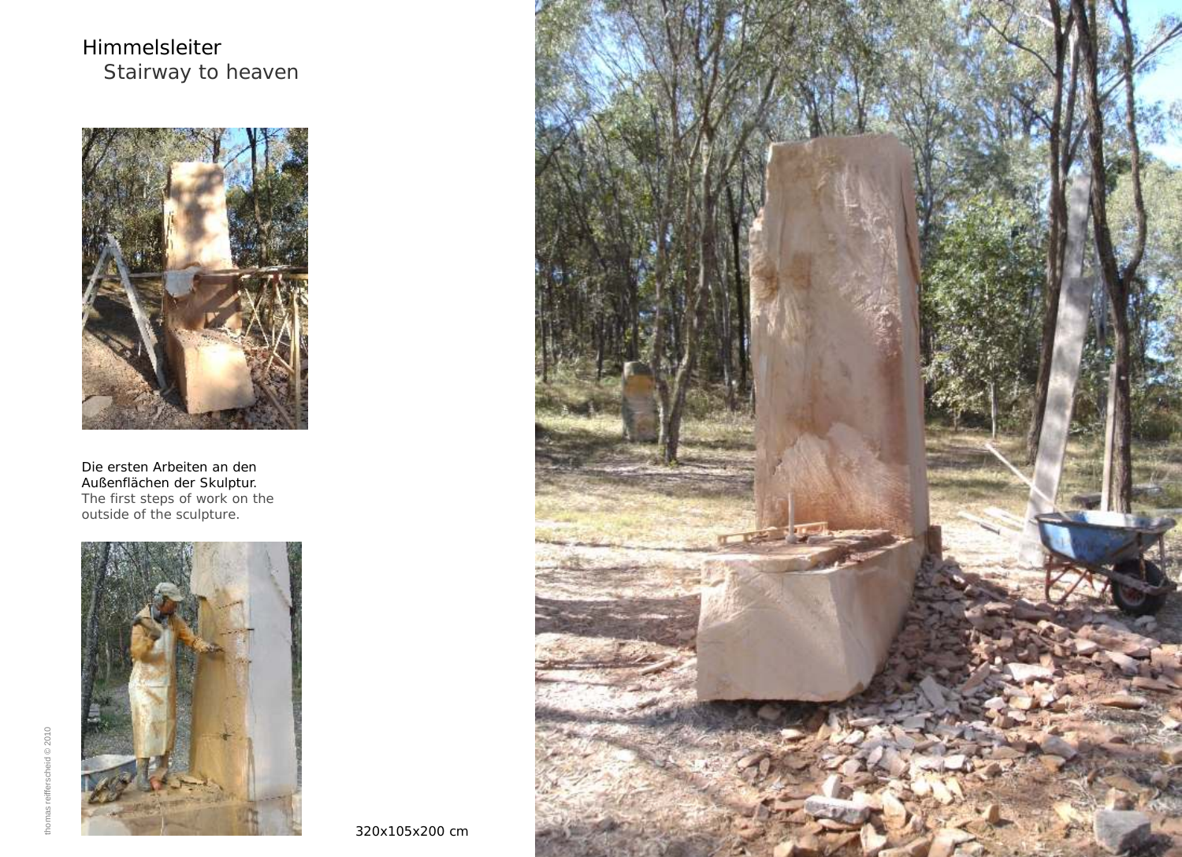# Himmelsleiter

Stairway to heaven

Die ersten Arbeiten an den Außenflächen der Skulptur.
The first steps of work on the outside of the sculpture.

320x105x200 cm

thomas reifferscheid © 2010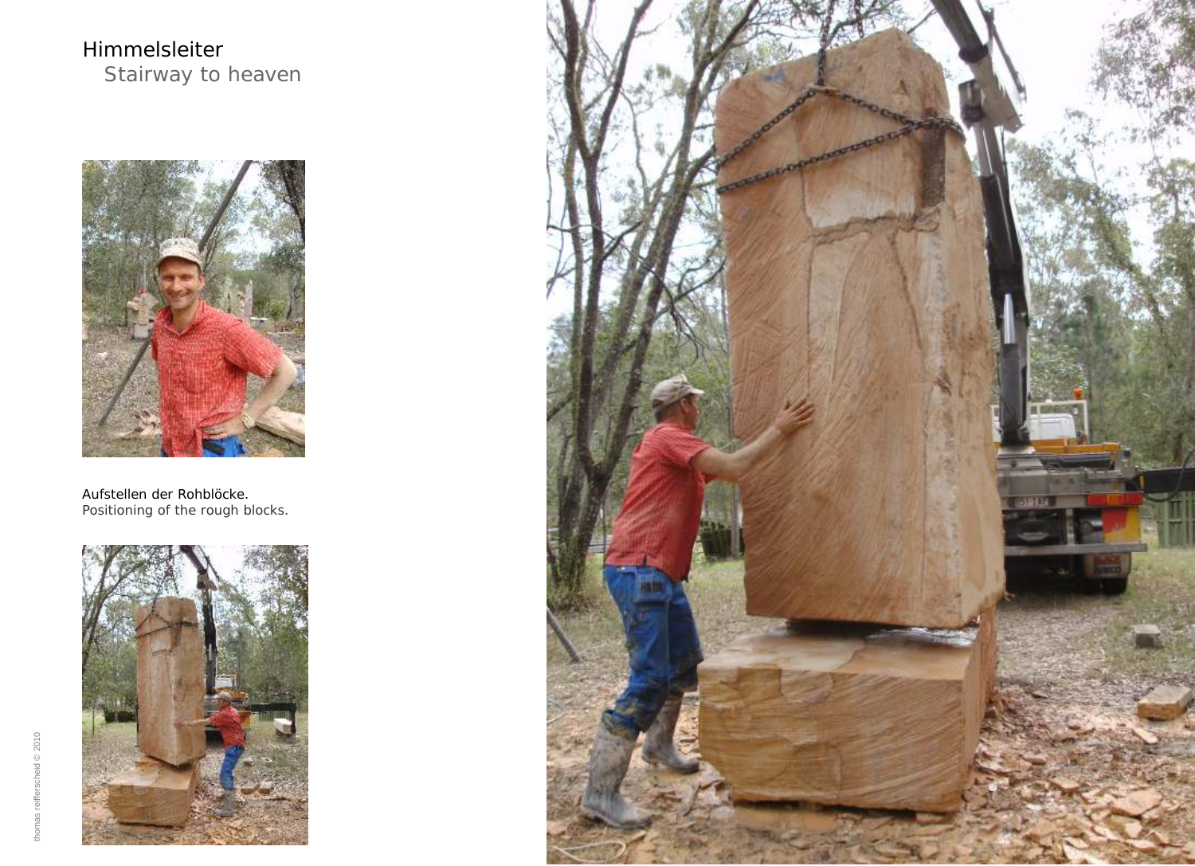# Himmelsleiter

## Stairway to heaven

Aufstellen der Rohblöcke.
Positioning of the rough blocks.

thomas reifferscheid © 2010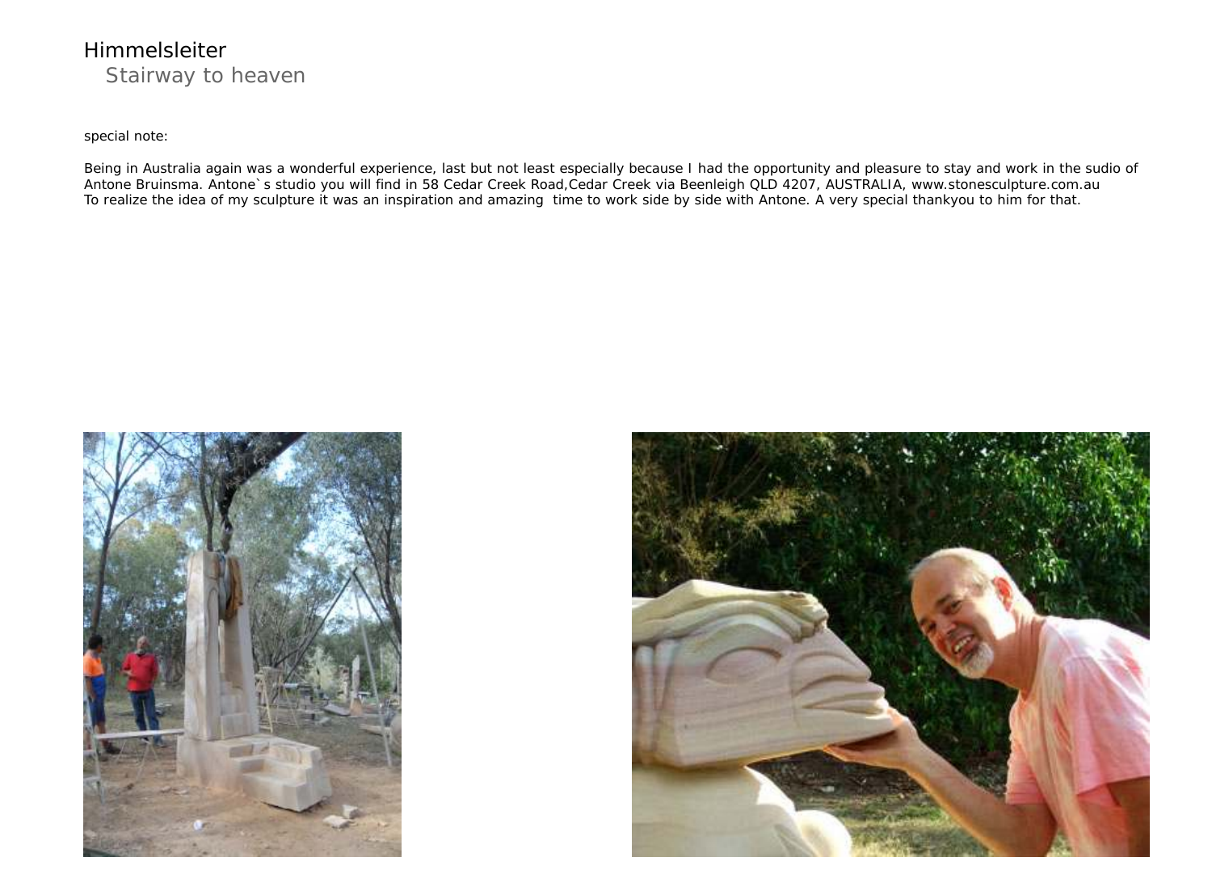# Himmelsleiter

## Stairway to heaven

special note:

Being in Australia again was a wonderful experience, last but not least especially because I had the opportunity and pleasure to stay and work in the sudio of Antone Bruinsma. Antone`s studio you will find in 58 Cedar Creek Road,Cedar Creek via Beenleigh QLD 4207, AUSTRALIA, www.stonesculpture.com.au
To realize the idea of my sculpture it was an inspiration and amazing time to work side by side with Antone. A very special thankyou to him for that.